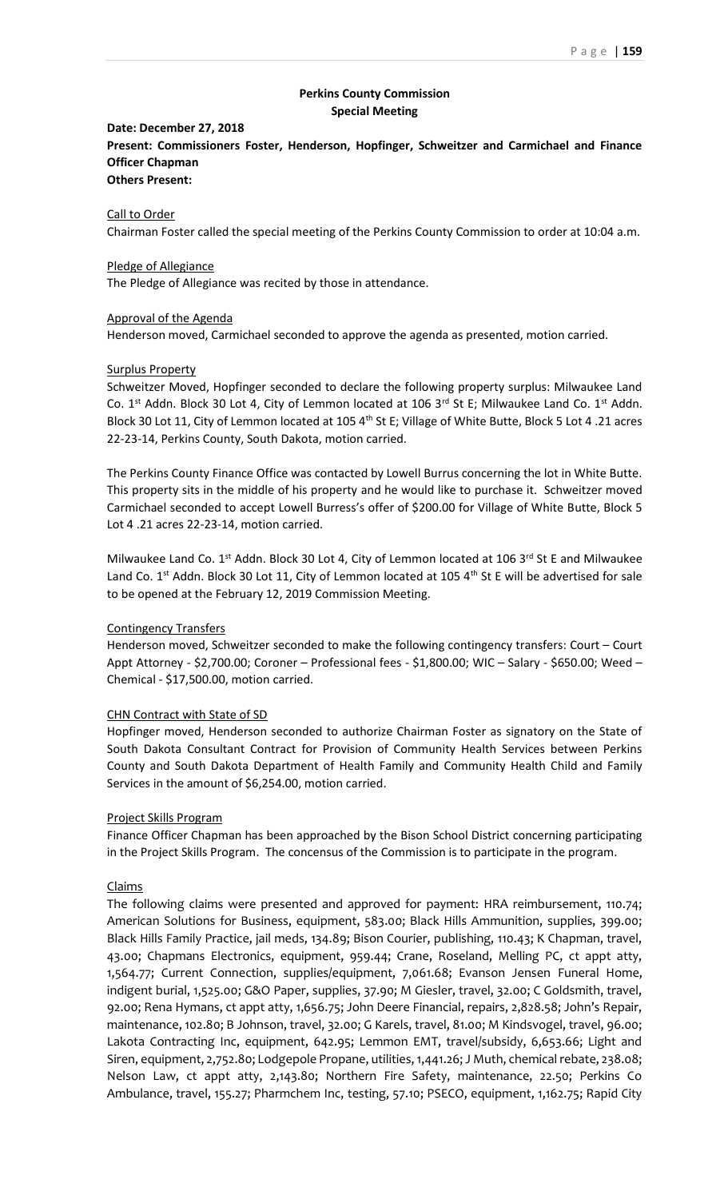## Perkins County Commission
### Special Meeting

**Date: December 27, 2018**
**Present: Commissioners Foster, Henderson, Hopfinger, Schweitzer and Carmichael and Finance Officer Chapman**
**Others Present:**

Call to Order
Chairman Foster called the special meeting of the Perkins County Commission to order at 10:04 a.m.

Pledge of Allegiance
The Pledge of Allegiance was recited by those in attendance.

Approval of the Agenda
Henderson moved, Carmichael seconded to approve the agenda as presented, motion carried.

Surplus Property
Schweitzer Moved, Hopfinger seconded to declare the following property surplus: Milwaukee Land Co. 1st Addn. Block 30 Lot 4, City of Lemmon located at 106 3rd St E; Milwaukee Land Co. 1st Addn. Block 30 Lot 11, City of Lemmon located at 105 4th St E; Village of White Butte, Block 5 Lot 4 .21 acres 22-23-14, Perkins County, South Dakota, motion carried.

The Perkins County Finance Office was contacted by Lowell Burrus concerning the lot in White Butte. This property sits in the middle of his property and he would like to purchase it. Schweitzer moved Carmichael seconded to accept Lowell Burress's offer of $200.00 for Village of White Butte, Block 5 Lot 4 .21 acres 22-23-14, motion carried.

Milwaukee Land Co. 1st Addn. Block 30 Lot 4, City of Lemmon located at 106 3rd St E and Milwaukee Land Co. 1st Addn. Block 30 Lot 11, City of Lemmon located at 105 4th St E will be advertised for sale to be opened at the February 12, 2019 Commission Meeting.

Contingency Transfers
Henderson moved, Schweitzer seconded to make the following contingency transfers: Court – Court Appt Attorney - $2,700.00; Coroner – Professional fees - $1,800.00; WIC – Salary - $650.00; Weed – Chemical - $17,500.00, motion carried.

CHN Contract with State of SD
Hopfinger moved, Henderson seconded to authorize Chairman Foster as signatory on the State of South Dakota Consultant Contract for Provision of Community Health Services between Perkins County and South Dakota Department of Health Family and Community Health Child and Family Services in the amount of $6,254.00, motion carried.

Project Skills Program
Finance Officer Chapman has been approached by the Bison School District concerning participating in the Project Skills Program. The concensus of the Commission is to participate in the program.

Claims
The following claims were presented and approved for payment: HRA reimbursement, 110.74; American Solutions for Business, equipment, 583.00; Black Hills Ammunition, supplies, 399.00; Black Hills Family Practice, jail meds, 134.89; Bison Courier, publishing, 110.43; K Chapman, travel, 43.00; Chapmans Electronics, equipment, 959.44; Crane, Roseland, Melling PC, ct appt atty, 1,564.77; Current Connection, supplies/equipment, 7,061.68; Evanson Jensen Funeral Home, indigent burial, 1,525.00; G&O Paper, supplies, 37.90; M Giesler, travel, 32.00; C Goldsmith, travel, 92.00; Rena Hymans, ct appt atty, 1,656.75; John Deere Financial, repairs, 2,828.58; John's Repair, maintenance, 102.80; B Johnson, travel, 32.00; G Karels, travel, 81.00; M Kindsvogel, travel, 96.00; Lakota Contracting Inc, equipment, 642.95; Lemmon EMT, travel/subsidy, 6,653.66; Light and Siren, equipment, 2,752.80; Lodgepole Propane, utilities, 1,441.26; J Muth, chemical rebate, 238.08; Nelson Law, ct appt atty, 2,143.80; Northern Fire Safety, maintenance, 22.50; Perkins Co Ambulance, travel, 155.27; Pharmchem Inc, testing, 57.10; PSECO, equipment, 1,162.75; Rapid City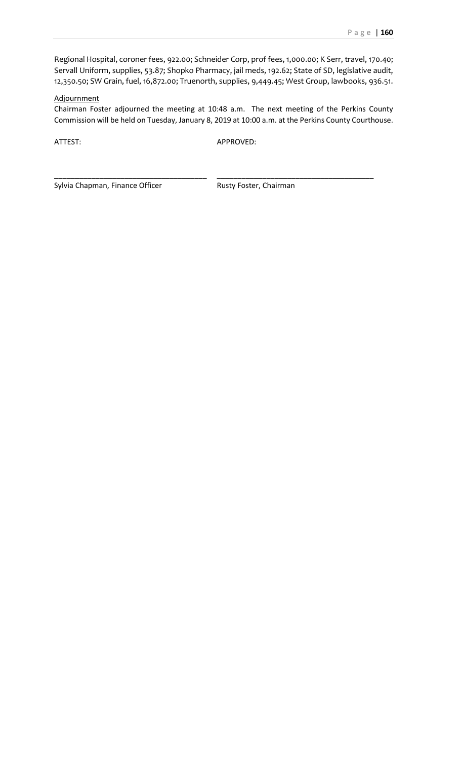Regional Hospital, coroner fees, 922.00; Schneider Corp, prof fees, 1,000.00; K Serr, travel, 170.40; Servall Uniform, supplies, 53.87; Shopko Pharmacy, jail meds, 192.62; State of SD, legislative audit, 12,350.50; SW Grain, fuel, 16,872.00; Truenorth, supplies, 9,449.45; West Group, lawbooks, 936.51.

<u>Adjournment</u>

Chairman Foster adjourned the meeting at 10:48 a.m. The next meeting of the Perkins County Commission will be held on Tuesday, January 8, 2019 at 10:00 a.m. at the Perkins County Courthouse.

ATTEST: APPROVED:

_____________________________________ _____________________________________

Sylvia Chapman, Finance Officer Rusty Foster, Chairman